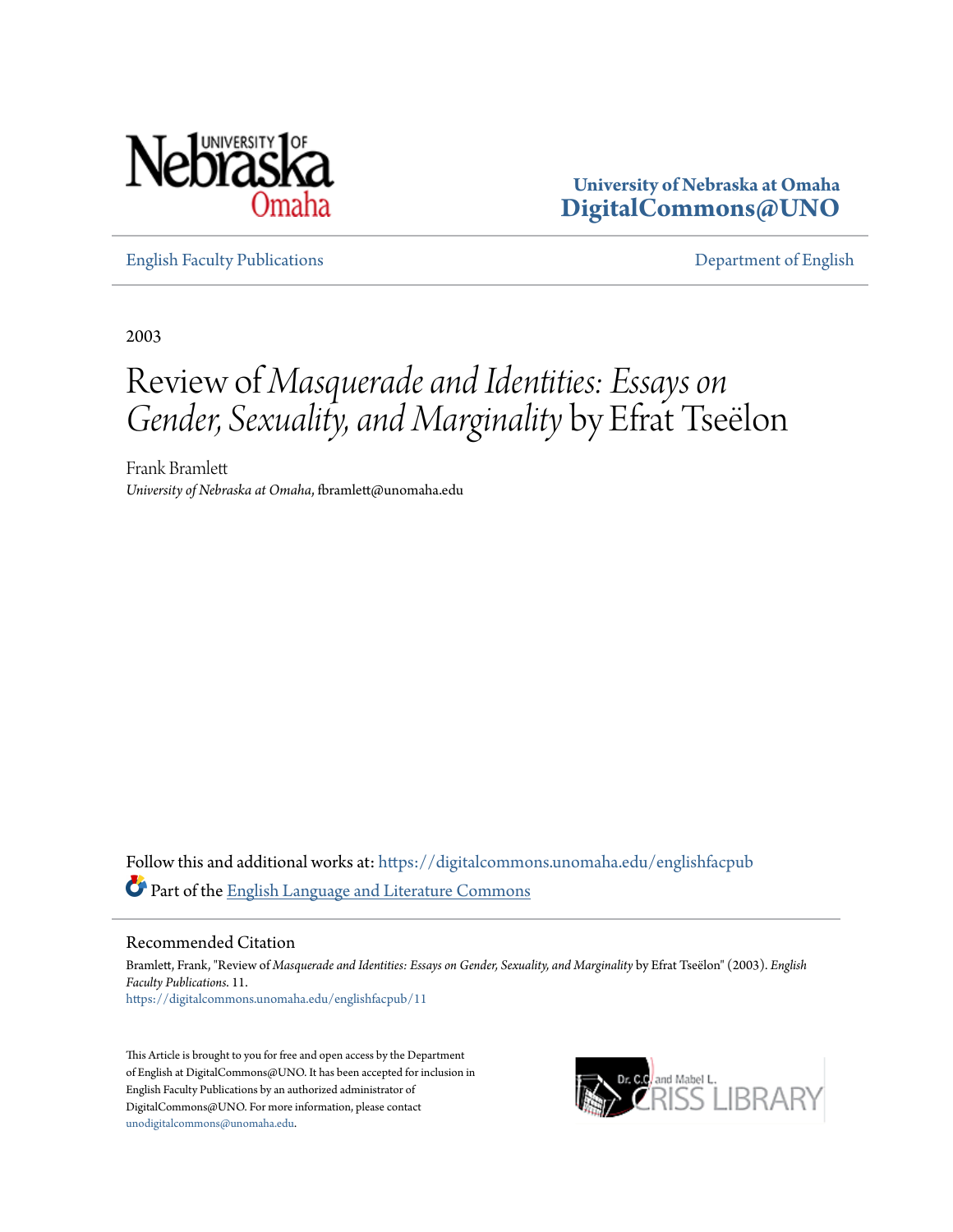University of Nebraska at Omaha
DigitalCommons@UNO

English Faculty Publications

Department of English

2003

# Review of *Masquerade and Identities: Essays on Gender, Sexuality, and Marginality* by Efrat Tseëlon

Frank Bramlett
*University of Nebraska at Omaha*, fbramlett@unomaha.edu

Follow this and additional works at: https://digitalcommons.unomaha.edu/englishfacpub

Part of the English Language and Literature Commons

## Recommended Citation

Bramlett, Frank, "Review of *Masquerade and Identities: Essays on Gender, Sexuality, and Marginality* by Efrat Tseëlon" (2003). *English Faculty Publications*. 11.
https://digitalcommons.unomaha.edu/englishfacpub/11

This Article is brought to you for free and open access by the Department of English at DigitalCommons@UNO. It has been accepted for inclusion in English Faculty Publications by an authorized administrator of DigitalCommons@UNO. For more information, please contact unodigitalcommons@unomaha.edu.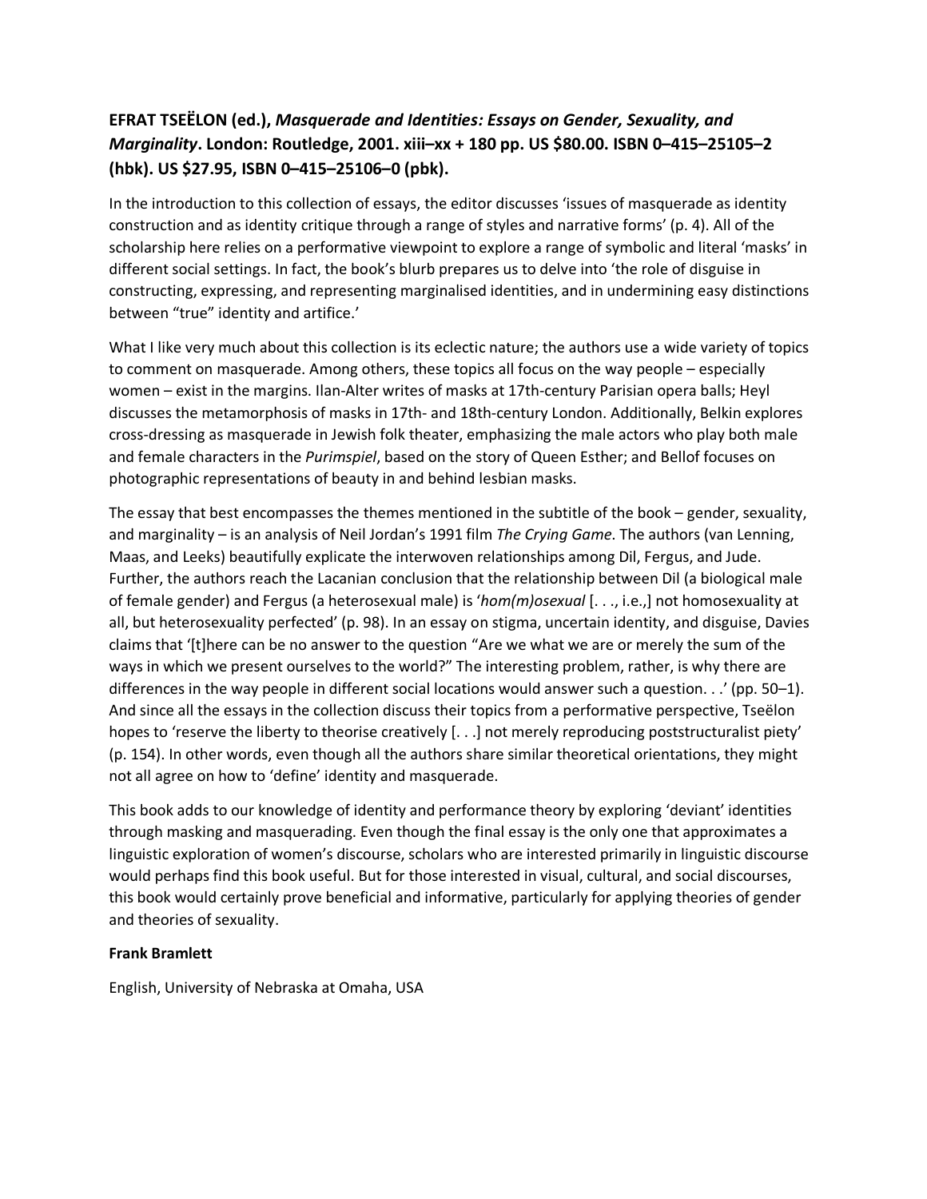**EFRAT TSEËLON (ed.), *Masquerade and Identities: Essays on Gender, Sexuality, and Marginality*. London: Routledge, 2001. xiii–xx + 180 pp. US $80.00. ISBN 0–415–25105–2 (hbk). US $27.95, ISBN 0–415–25106–0 (pbk).**

In the introduction to this collection of essays, the editor discusses 'issues of masquerade as identity construction and as identity critique through a range of styles and narrative forms' (p. 4). All of the scholarship here relies on a performative viewpoint to explore a range of symbolic and literal 'masks' in different social settings. In fact, the book's blurb prepares us to delve into 'the role of disguise in constructing, expressing, and representing marginalised identities, and in undermining easy distinctions between "true" identity and artifice.'

What I like very much about this collection is its eclectic nature; the authors use a wide variety of topics to comment on masquerade. Among others, these topics all focus on the way people – especially women – exist in the margins. Ilan-Alter writes of masks at 17th-century Parisian opera balls; Heyl discusses the metamorphosis of masks in 17th- and 18th-century London. Additionally, Belkin explores cross-dressing as masquerade in Jewish folk theater, emphasizing the male actors who play both male and female characters in the *Purimspiel*, based on the story of Queen Esther; and Bellof focuses on photographic representations of beauty in and behind lesbian masks.

The essay that best encompasses the themes mentioned in the subtitle of the book – gender, sexuality, and marginality – is an analysis of Neil Jordan's 1991 film *The Crying Game*. The authors (van Lenning, Maas, and Leeks) beautifully explicate the interwoven relationships among Dil, Fergus, and Jude. Further, the authors reach the Lacanian conclusion that the relationship between Dil (a biological male of female gender) and Fergus (a heterosexual male) is '*hom(m)osexual* [. . ., i.e.,] not homosexuality at all, but heterosexuality perfected' (p. 98). In an essay on stigma, uncertain identity, and disguise, Davies claims that '[t]here can be no answer to the question "Are we what we are or merely the sum of the ways in which we present ourselves to the world?" The interesting problem, rather, is why there are differences in the way people in different social locations would answer such a question. . .' (pp. 50–1). And since all the essays in the collection discuss their topics from a performative perspective, Tseëlon hopes to 'reserve the liberty to theorise creatively [. . .] not merely reproducing poststructuralist piety' (p. 154). In other words, even though all the authors share similar theoretical orientations, they might not all agree on how to 'define' identity and masquerade.

This book adds to our knowledge of identity and performance theory by exploring 'deviant' identities through masking and masquerading. Even though the final essay is the only one that approximates a linguistic exploration of women's discourse, scholars who are interested primarily in linguistic discourse would perhaps find this book useful. But for those interested in visual, cultural, and social discourses, this book would certainly prove beneficial and informative, particularly for applying theories of gender and theories of sexuality.

**Frank Bramlett**

English, University of Nebraska at Omaha, USA